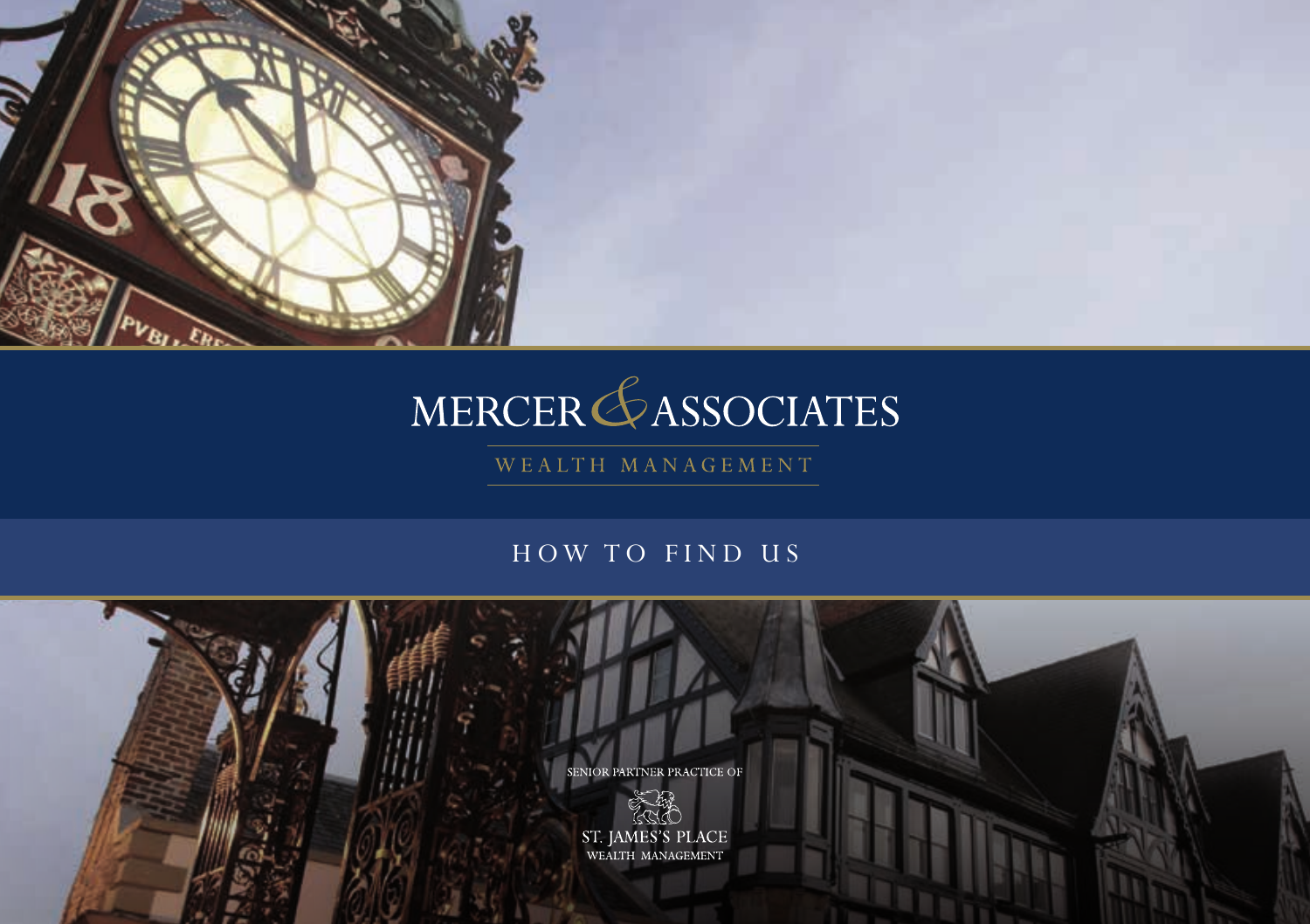# MERCER & ASSOCIATES

WEALTH MANAGEMENT

## HOW TO FIND US

SENIOR PARTNER PRACTICE OF

ST. JAMES'S PLACE
WEALTH MANAGEMENT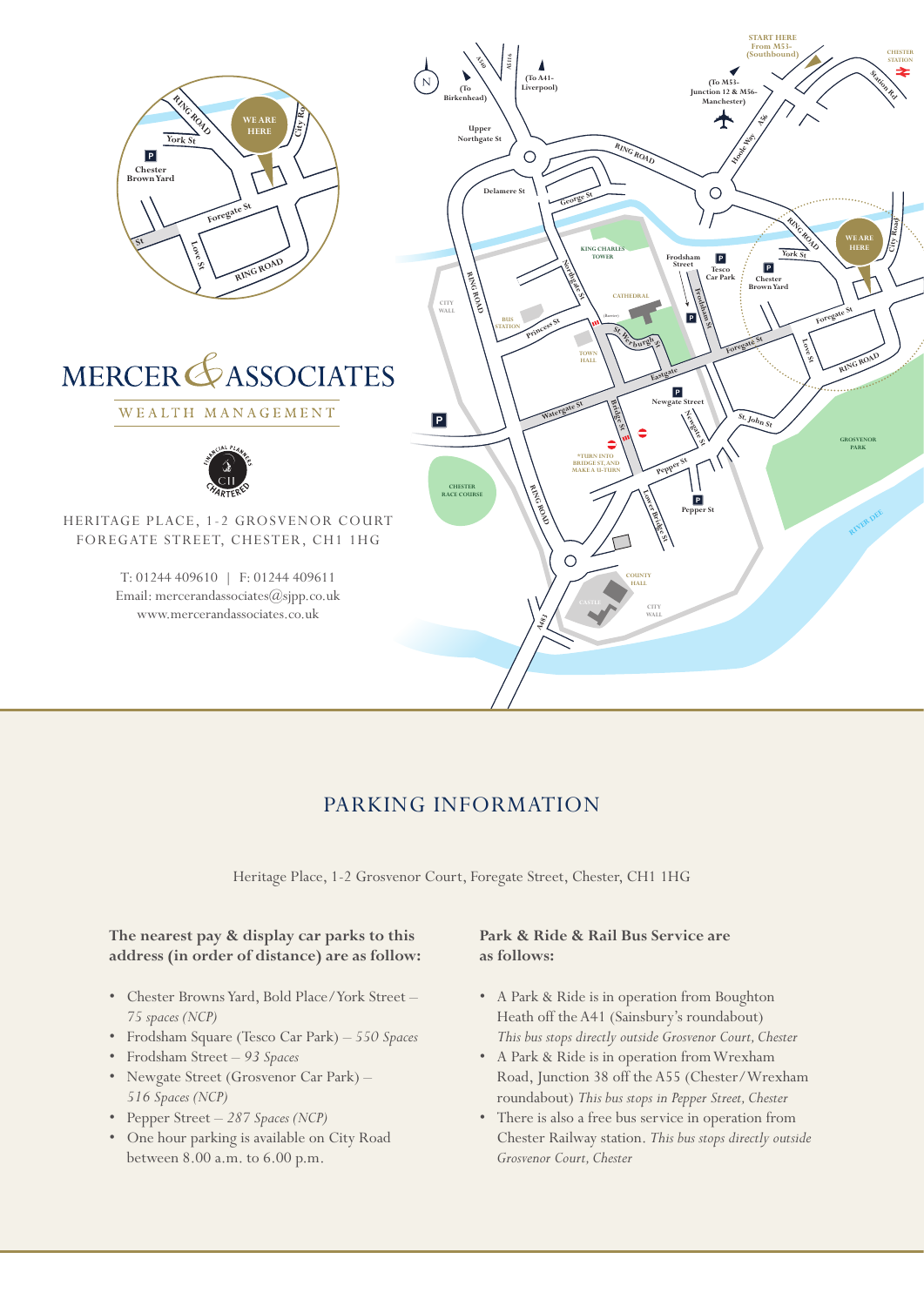# MERCER & ASSOCIATES

WEALTH MANAGEMENT

HERITAGE PLACE, 1-2 GROSVENOR COURT
FOREGATE STREET, CHESTER, CH1 1HG

T: 01244 409610 | F: 01244 409611
Email: mercerandassociates@sjpp.co.uk
www.mercerandassociates.co.uk

## PARKING INFORMATION

Heritage Place, 1-2 Grosvenor Court, Foregate Street, Chester, CH1 1HG

**The nearest pay & display car parks to this address (in order of distance) are as follow:**

- Chester Browns Yard, Bold Place/York Street – *75 spaces (NCP)*
- Frodsham Square (Tesco Car Park) – *550 Spaces*
- Frodsham Street – *93 Spaces*
- Newgate Street (Grosvenor Car Park) – *516 Spaces (NCP)*
- Pepper Street – *287 Spaces (NCP)*
- One hour parking is available on City Road between 8.00 a.m. to 6.00 p.m.

**Park & Ride & Rail Bus Service are as follows:**

- A Park & Ride is in operation from Boughton Heath off the A41 (Sainsbury's roundabout) *This bus stops directly outside Grosvenor Court, Chester*
- A Park & Ride is in operation from Wrexham Road, Junction 38 off the A55 (Chester/Wrexham roundabout) *This bus stops in Pepper Street, Chester*
- There is also a free bus service in operation from Chester Railway station. *This bus stops directly outside Grosvenor Court, Chester*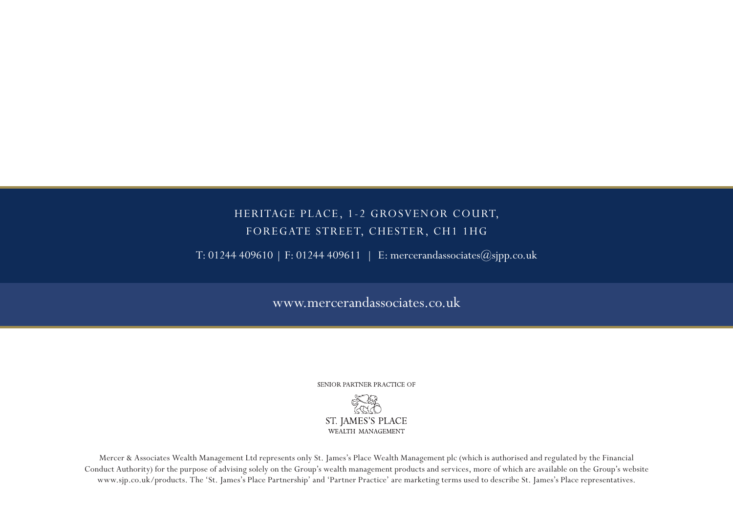HERITAGE PLACE, 1-2 GROSVENOR COURT,
FOREGATE STREET, CHESTER, CH1 1HG

T: 01244 409610 | F: 01244 409611 | E: mercerandassociates@sjpp.co.uk

www.mercerandassociates.co.uk

SENIOR PARTNER PRACTICE OF

ST. JAMES'S PLACE
WEALTH MANAGEMENT

Mercer & Associates Wealth Management Ltd represents only St. James's Place Wealth Management plc (which is authorised and regulated by the Financial Conduct Authority) for the purpose of advising solely on the Group's wealth management products and services, more of which are available on the Group's website www.sjp.co.uk/products. The 'St. James's Place Partnership' and 'Partner Practice' are marketing terms used to describe St. James's Place representatives.